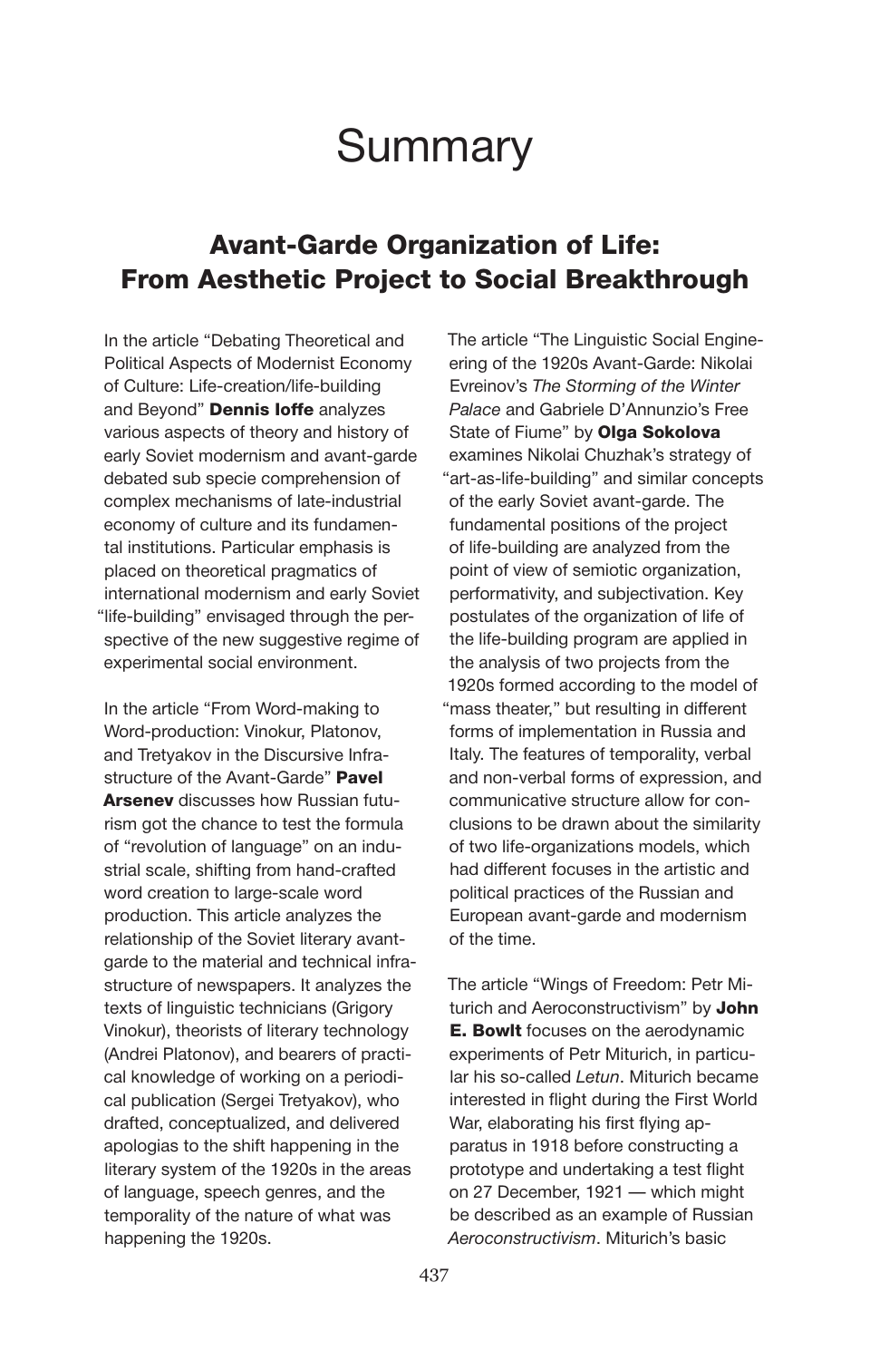# Summary

## Avant-Garde Organization of Life: From Aesthetic Project to Social Breakthrough

In the article "Debating Theoretical and Political Aspects of Modernist Economy of Culture: Life-creation/life-building and Beyond" **Dennis Ioffe** analyzes various aspects of theory and history of early Soviet modernism and avant-garde debated sub specie comprehension of complex mechanisms of late-industrial economy of culture and its fundamental institutions. Particular emphasis is placed on theoretical pragmatics of international modernism and early Soviet "life-building" envisaged through the perspective of the new suggestive regime of experimental social environment.

In the article "From Word-making to Word-production: Vinokur, Platonov, and Tretyakov in the Discursive Infrastructure of the Avant-Garde" **Pavel Arsenev** discusses how Russian futurism got the chance to test the formula of "revolution of language" on an industrial scale, shifting from hand-crafted word creation to large-scale word production. This article analyzes the relationship of the Soviet literary avant-garde to the material and technical infrastructure of newspapers. It analyzes the texts of linguistic technicians (Grigory Vinokur), theorists of literary technology (Andrei Platonov), and bearers of practical knowledge of working on a periodical publication (Sergei Tretyakov), who drafted, conceptualized, and delivered apologias to the shift happening in the literary system of the 1920s in the areas of language, speech genres, and the temporality of the nature of what was happening the 1920s.

The article "The Linguistic Social Engineering of the 1920s Avant-Garde: Nikolai Evreinov's *The Storming of the Winter Palace* and Gabriele D'Annunzio's Free State of Fiume" by **Olga Sokolova** examines Nikolai Chuzhak's strategy of "art-as-life-building" and similar concepts of the early Soviet avant-garde. The fundamental positions of the project of life-building are analyzed from the point of view of semiotic organization, performativity, and subjectivation. Key postulates of the organization of life of the life-building program are applied in the analysis of two projects from the 1920s formed according to the model of "mass theater," but resulting in different forms of implementation in Russia and Italy. The features of temporality, verbal and non-verbal forms of expression, and communicative structure allow for conclusions to be drawn about the similarity of two life-organizations models, which had different focuses in the artistic and political practices of the Russian and European avant-garde and modernism of the time.

The article "Wings of Freedom: Petr Miturich and Aeroconstructivism" by **John E. Bowlt** focuses on the aerodynamic experiments of Petr Miturich, in particular his so-called *Letun*. Miturich became interested in flight during the First World War, elaborating his first flying apparatus in 1918 before constructing a prototype and undertaking a test flight on 27 December, 1921 — which might be described as an example of Russian *Aeroconstructivism*. Miturich's basic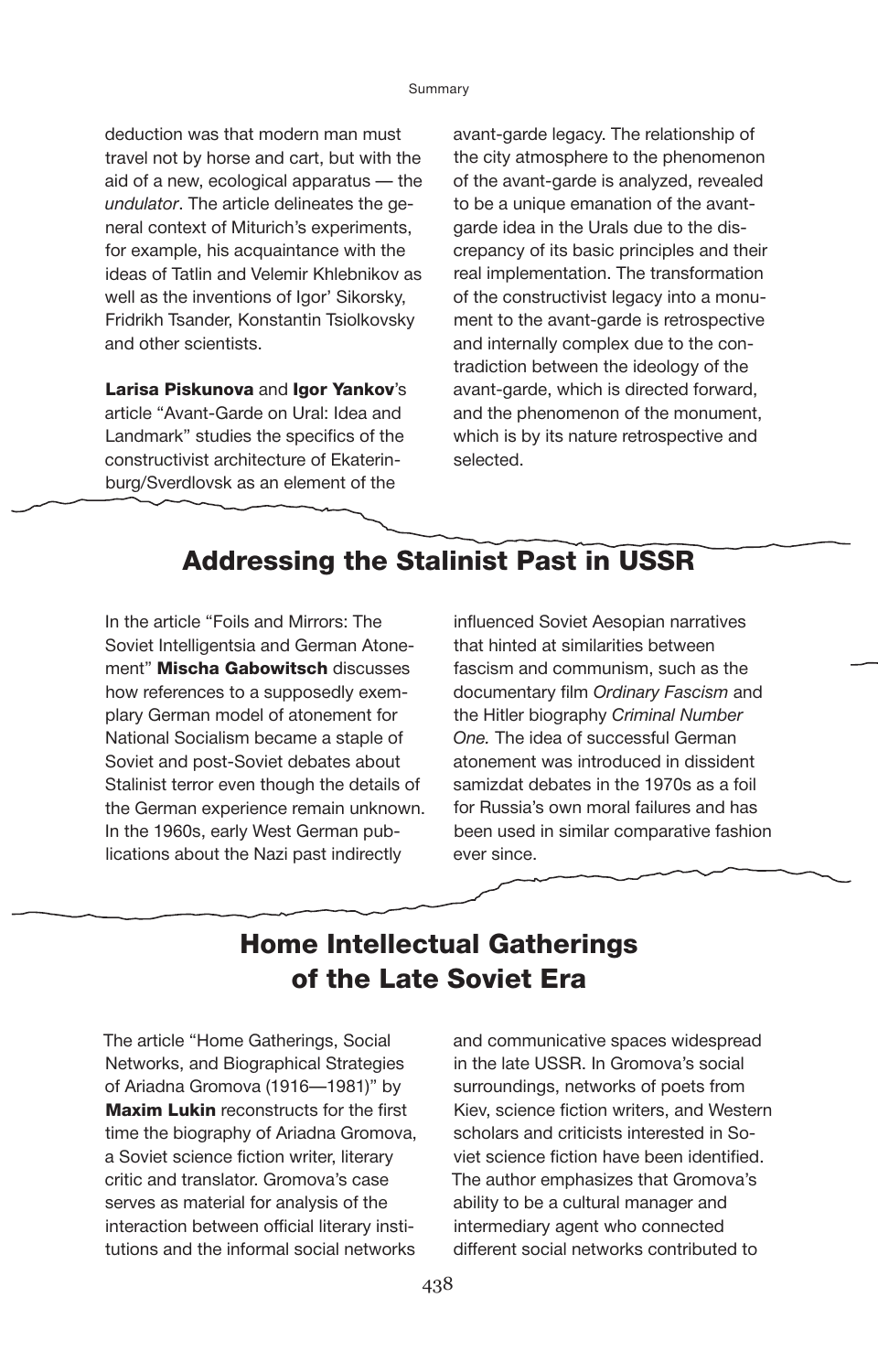deduction was that modern man must travel not by horse and cart, but with the aid of a new, ecological apparatus — the *undulator*. The article delineates the general context of Miturich's experiments, for example, his acquaintance with the ideas of Tatlin and Velemir Khlebnikov as well as the inventions of Igor' Sikorsky, Fridrikh Tsander, Konstantin Tsiolkovsky and other scientists.

**Larisa Piskunova** and **Igor Yankov**'s article "Avant-Garde on Ural: Idea and Landmark" studies the specifics of the constructivist architecture of Ekaterinburg/Sverdlovsk as an element of the avant-garde legacy. The relationship of the city atmosphere to the phenomenon of the avant-garde is analyzed, revealed to be a unique emanation of the avant-garde idea in the Urals due to the discrepancy of its basic principles and their real implementation. The transformation of the constructivist legacy into a monument to the avant-garde is retrospective and internally complex due to the contradiction between the ideology of the avant-garde, which is directed forward, and the phenomenon of the monument, which is by its nature retrospective and selected.

## Addressing the Stalinist Past in USSR

In the article "Foils and Mirrors: The Soviet Intelligentsia and German Atonement" **Mischa Gabowitsch** discusses how references to a supposedly exemplary German model of atonement for National Socialism became a staple of Soviet and post-Soviet debates about Stalinist terror even though the details of the German experience remain unknown. In the 1960s, early West German publications about the Nazi past indirectly influenced Soviet Aesopian narratives that hinted at similarities between fascism and communism, such as the documentary film *Ordinary Fascism* and the Hitler biography *Criminal Number One.* The idea of successful German atonement was introduced in dissident samizdat debates in the 1970s as a foil for Russia's own moral failures and has been used in similar comparative fashion ever since.

## Home Intellectual Gatherings of the Late Soviet Era

The article "Home Gatherings, Social Networks, and Biographical Strategies of Ariadna Gromova (1916—1981)" by **Maxim Lukin** reconstructs for the first time the biography of Ariadna Gromova, a Soviet science fiction writer, literary critic and translator. Gromova's case serves as material for analysis of the interaction between official literary institutions and the informal social networks and communicative spaces widespread in the late USSR. In Gromova's social surroundings, networks of poets from Kiev, science fiction writers, and Western scholars and criticists interested in Soviet science fiction have been identified. The author emphasizes that Gromova's ability to be a cultural manager and intermediary agent who connected different social networks contributed to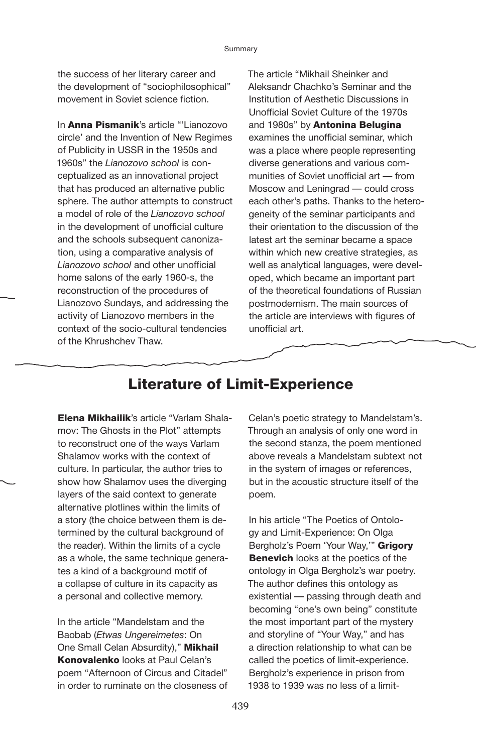the success of her literary career and the development of "sociophilosophical" movement in Soviet science fiction.

In **Anna Pismanik**'s article "'Lianozovo circle' and the Invention of New Regimes of Publicity in USSR in the 1950s and 1960s" the *Lianozovo school* is conceptualized as an innovational project that has produced an alternative public sphere. The author attempts to construct a model of role of the *Lianozovo school* in the development of unofficial culture and the schools subsequent canonization, using a comparative analysis of *Lianozovo school* and other unofficial home salons of the early 1960-s, the reconstruction of the procedures of Lianozovo Sundays, and addressing the activity of Lianozovo members in the context of the socio-cultural tendencies of the Khrushchev Thaw.

The article "Mikhail Sheinker and Aleksandr Chachko's Seminar and the Institution of Aesthetic Discussions in Unofficial Soviet Culture of the 1970s and 1980s" by **Antonina Belugina** examines the unofficial seminar, which was a place where people representing diverse generations and various communities of Soviet unofficial art — from Moscow and Leningrad — could cross each other's paths. Thanks to the heterogeneity of the seminar participants and their orientation to the discussion of the latest art the seminar became a space within which new creative strategies, as well as analytical languages, were developed, which became an important part of the theoretical foundations of Russian postmodernism. The main sources of the article are interviews with figures of unofficial art.

## Literature of Limit-Experience

**Elena Mikhailik**'s article "Varlam Shalamov: The Ghosts in the Plot" attempts to reconstruct one of the ways Varlam Shalamov works with the context of culture. In particular, the author tries to show how Shalamov uses the diverging layers of the said context to generate alternative plotlines within the limits of a story (the choice between them is determined by the cultural background of the reader). Within the limits of a cycle as a whole, the same technique generates a kind of a background motif of a collapse of culture in its capacity as a personal and collective memory.

In the article "Mandelstam and the Baobab (*Etwas Ungereimetes*: On One Small Celan Absurdity)," **Mikhail Konovalenko** looks at Paul Celan's poem "Afternoon of Circus and Citadel" in order to ruminate on the closeness of Celan's poetic strategy to Mandelstam's. Through an analysis of only one word in the second stanza, the poem mentioned above reveals a Mandelstam subtext not in the system of images or references, but in the acoustic structure itself of the poem.

In his article "The Poetics of Ontology and Limit-Experience: On Olga Bergholz's Poem 'Your Way,'" **Grigory Benevich** looks at the poetics of the ontology in Olga Bergholz's war poetry. The author defines this ontology as existential — passing through death and becoming "one's own being" constitute the most important part of the mystery and storyline of "Your Way," and has a direction relationship to what can be called the poetics of limit-experience. Bergholz's experience in prison from 1938 to 1939 was no less of a limit-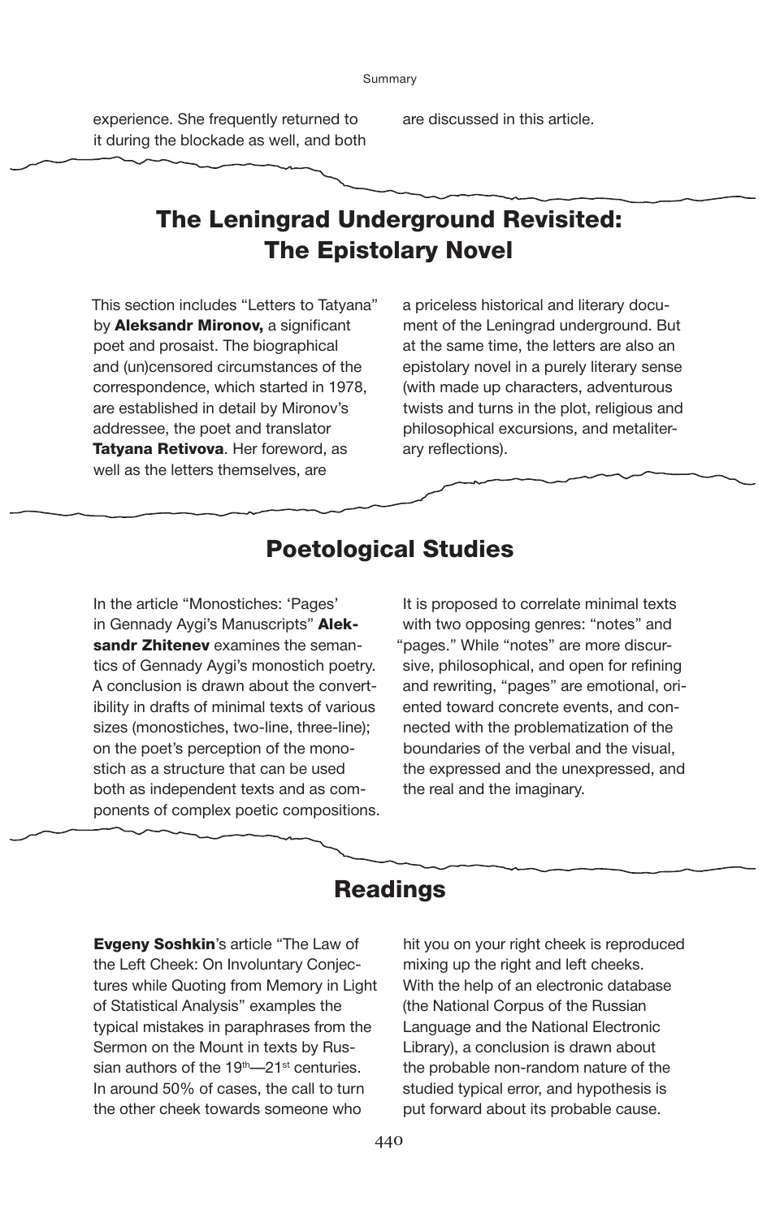experience. She frequently returned to it during the blockade as well, and both are discussed in this article.

## The Leningrad Underground Revisited: The Epistolary Novel

This section includes “Letters to Tatyana” by **Aleksandr Mironov,** a significant poet and prosaist. The biographical and (un)censored circumstances of the correspondence, which started in 1978, are established in detail by Mironov’s addressee, the poet and translator **Tatyana Retivova**. Her foreword, as well as the letters themselves, are a priceless historical and literary document of the Leningrad underground. But at the same time, the letters are also an epistolary novel in a purely literary sense (with made up characters, adventurous twists and turns in the plot, religious and philosophical excursions, and metaliterary reflections).

## Poetological Studies

In the article “Monostiches: ‘Pages’ in Gennady Aygi’s Manuscripts” **Aleksandr Zhitenev** examines the semantics of Gennady Aygi’s monostich poetry. A conclusion is drawn about the convertibility in drafts of minimal texts of various sizes (monostiches, two-line, three-line); on the poet’s perception of the monostich as a structure that can be used both as independent texts and as components of complex poetic compositions. It is proposed to correlate minimal texts with two opposing genres: “notes” and “pages.” While “notes” are more discursive, philosophical, and open for refining and rewriting, “pages” are emotional, oriented toward concrete events, and connected with the problematization of the boundaries of the verbal and the visual, the expressed and the unexpressed, and the real and the imaginary.

## Readings

**Evgeny Soshkin**’s article “The Law of the Left Cheek: On Involuntary Conjectures while Quoting from Memory in Light of Statistical Analysis” examples the typical mistakes in paraphrases from the Sermon on the Mount in texts by Russian authors of the 19th—21st centuries. In around 50% of cases, the call to turn the other cheek towards someone who hit you on your right cheek is reproduced mixing up the right and left cheeks. With the help of an electronic database (the National Corpus of the Russian Language and the National Electronic Library), a conclusion is drawn about the probable non-random nature of the studied typical error, and hypothesis is put forward about its probable cause.